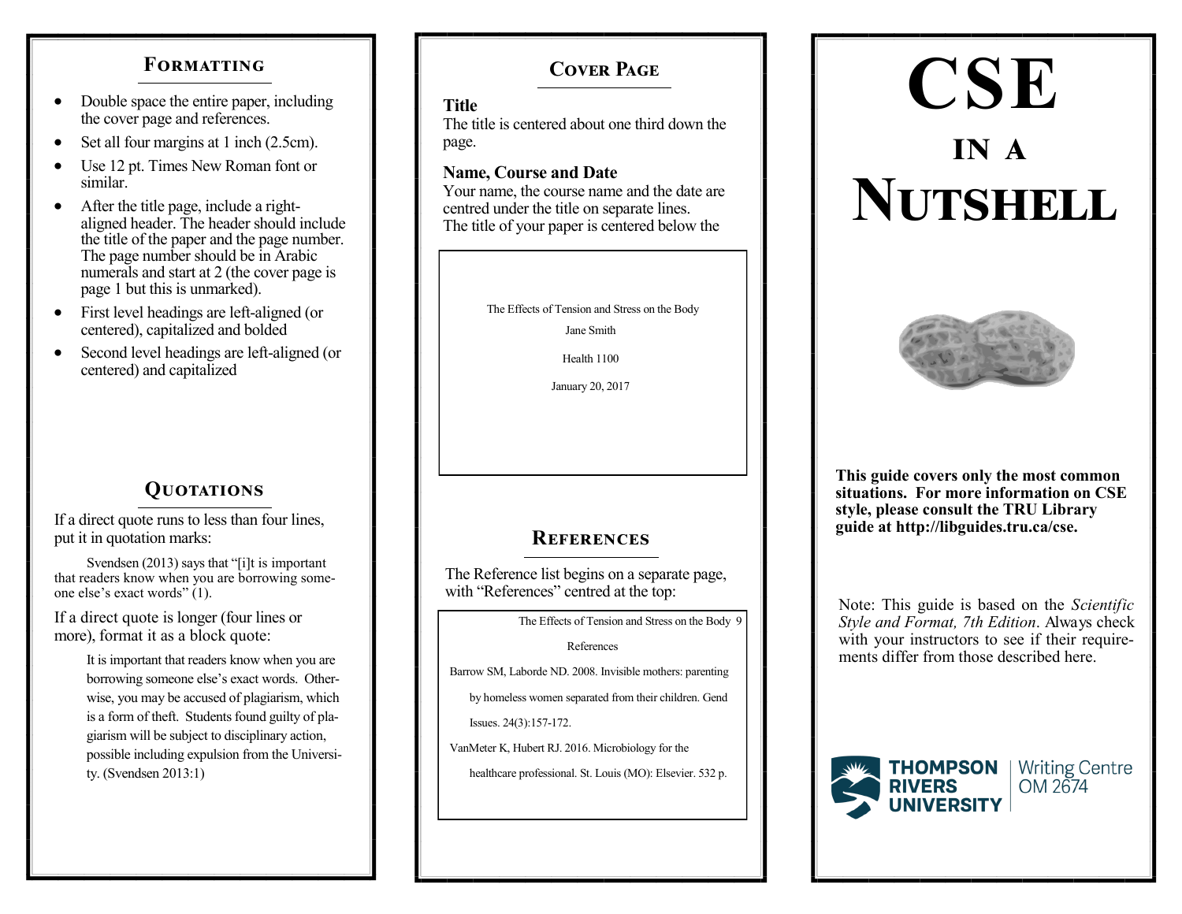## Formatting

- Double space the entire paper, including the cover page and references.
- Set all four margins at 1 inch (2.5cm).
- Use 12 pt. Times New Roman font or similar.
- After the title page, include a right-aligned header. The header should include the title of the paper and the page number. The page number should be in Arabic numerals and start at 2 (the cover page is page 1 but this is unmarked).
- First level headings are left-aligned (or centered), capitalized and bolded
- Second level headings are left-aligned (or centered) and capitalized

## Quotations

If a direct quote runs to less than four lines, put it in quotation marks:

> Svendsen (2013) says that "[i]t is important that readers know when you are borrowing someone else's exact words" (1).

If a direct quote is longer (four lines or more), format it as a block quote:

> It is important that readers know when you are borrowing someone else's exact words. Otherwise, you may be accused of plagiarism, which is a form of theft. Students found guilty of plagiarism will be subject to disciplinary action, possible including expulsion from the University. (Svendsen 2013:1)

## Cover Page

**Title**
The title is centered about one third down the page.

**Name, Course and Date**
Your name, the course name and the date are centred under the title on separate lines.
The title of your paper is centered below the

> The Effects of Tension and Stress on the Body
>
> Jane Smith
>
> Health 1100
>
> January 20, 2017

## References

The Reference list begins on a separate page, with "References" centred at the top:

> The Effects of Tension and Stress on the Body 9
>
> References
>
> Barrow SM, Laborde ND. 2008. Invisible mothers: parenting by homeless women separated from their children. Gend Issues. 24(3):157-172.
>
> VanMeter K, Hubert RJ. 2016. Microbiology for the healthcare professional. St. Louis (MO): Elsevier. 532 p.

# CSE in a Nutshell

**This guide covers only the most common situations. For more information on CSE style, please consult the TRU Library guide at http://libguides.tru.ca/cse.**

Note: This guide is based on the *Scientific Style and Format, 7th Edition*. Always check with your instructors to see if their requirements differ from those described here.

Thompson Rivers University | Writing Centre OM 2674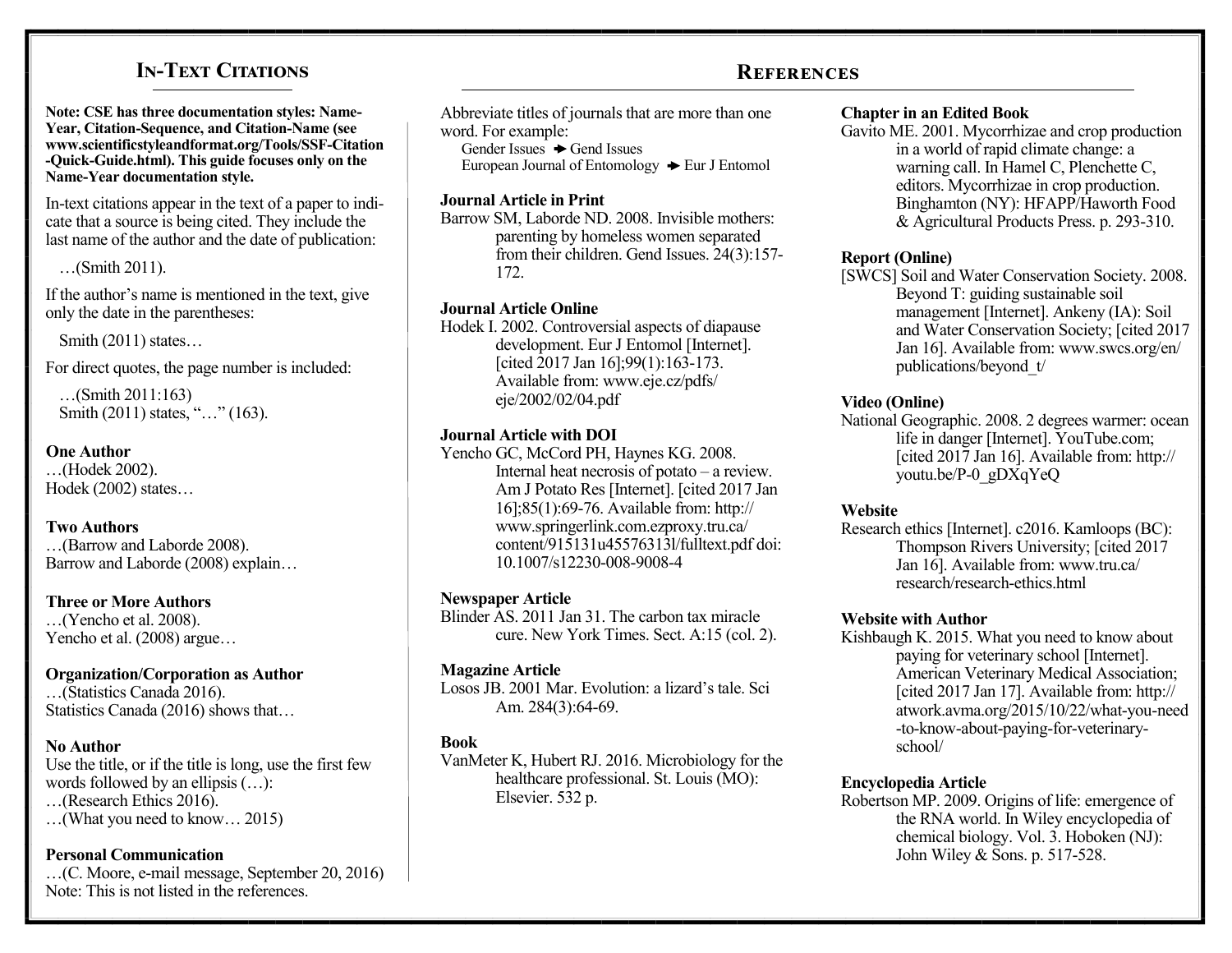## In-Text Citations

**Note: CSE has three documentation styles: Name-Year, Citation-Sequence, and Citation-Name (see www.scientificstyleandformat.org/Tools/SSF-Citation-Quick-Guide.html). This guide focuses only on the Name-Year documentation style.**

In-text citations appear in the text of a paper to indicate that a source is being cited. They include the last name of the author and the date of publication:

…(Smith 2011).

If the author's name is mentioned in the text, give only the date in the parentheses:

Smith (2011) states…

For direct quotes, the page number is included:

…(Smith 2011:163)
Smith (2011) states, "…" (163).

**One Author**
…(Hodek 2002).
Hodek (2002) states…

**Two Authors**
…(Barrow and Laborde 2008).
Barrow and Laborde (2008) explain…

**Three or More Authors**
…(Yencho et al. 2008).
Yencho et al. (2008) argue…

**Organization/Corporation as Author**
…(Statistics Canada 2016).
Statistics Canada (2016) shows that…

**No Author**
Use the title, or if the title is long, use the first few words followed by an ellipsis (…):
…(Research Ethics 2016).
…(What you need to know… 2015)

**Personal Communication**
…(C. Moore, e-mail message, September 20, 2016)
Note: This is not listed in the references.

## References

Abbreviate titles of journals that are more than one word. For example:
Gender Issues → Gend Issues
European Journal of Entomology → Eur J Entomol

**Journal Article in Print**
Barrow SM, Laborde ND. 2008. Invisible mothers: parenting by homeless women separated from their children. Gend Issues. 24(3):157-172.

**Journal Article Online**
Hodek I. 2002. Controversial aspects of diapause development. Eur J Entomol [Internet]. [cited 2017 Jan 16];99(1):163-173. Available from: www.eje.cz/pdfs/eje/2002/02/04.pdf

**Journal Article with DOI**
Yencho GC, McCord PH, Haynes KG. 2008. Internal heat necrosis of potato – a review. Am J Potato Res [Internet]. [cited 2017 Jan 16];85(1):69-76. Available from: http://www.springerlink.com.ezproxy.tru.ca/content/915131u45576313l/fulltext.pdf doi: 10.1007/s12230-008-9008-4

**Newspaper Article**
Blinder AS. 2011 Jan 31. The carbon tax miracle cure. New York Times. Sect. A:15 (col. 2).

**Magazine Article**
Losos JB. 2001 Mar. Evolution: a lizard's tale. Sci Am. 284(3):64-69.

**Book**
VanMeter K, Hubert RJ. 2016. Microbiology for the healthcare professional. St. Louis (MO): Elsevier. 532 p.

**Chapter in an Edited Book**
Gavito ME. 2001. Mycorrhizae and crop production in a world of rapid climate change: a warning call. In Hamel C, Plenchette C, editors. Mycorrhizae in crop production. Binghamton (NY): HFAPP/Haworth Food & Agricultural Products Press. p. 293-310.

**Report (Online)**
[SWCS] Soil and Water Conservation Society. 2008. Beyond T: guiding sustainable soil management [Internet]. Ankeny (IA): Soil and Water Conservation Society; [cited 2017 Jan 16]. Available from: www.swcs.org/en/publications/beyond_t/

**Video (Online)**
National Geographic. 2008. 2 degrees warmer: ocean life in danger [Internet]. YouTube.com; [cited 2017 Jan 16]. Available from: http://youtu.be/P-0_gDXqYeQ

**Website**
Research ethics [Internet]. c2016. Kamloops (BC): Thompson Rivers University; [cited 2017 Jan 16]. Available from: www.tru.ca/research/research-ethics.html

**Website with Author**
Kishbaugh K. 2015. What you need to know about paying for veterinary school [Internet]. American Veterinary Medical Association; [cited 2017 Jan 17]. Available from: http://atwork.avma.org/2015/10/22/what-you-need-to-know-about-paying-for-veterinary-school/

**Encyclopedia Article**
Robertson MP. 2009. Origins of life: emergence of the RNA world. In Wiley encyclopedia of chemical biology. Vol. 3. Hoboken (NJ): John Wiley & Sons. p. 517-528.